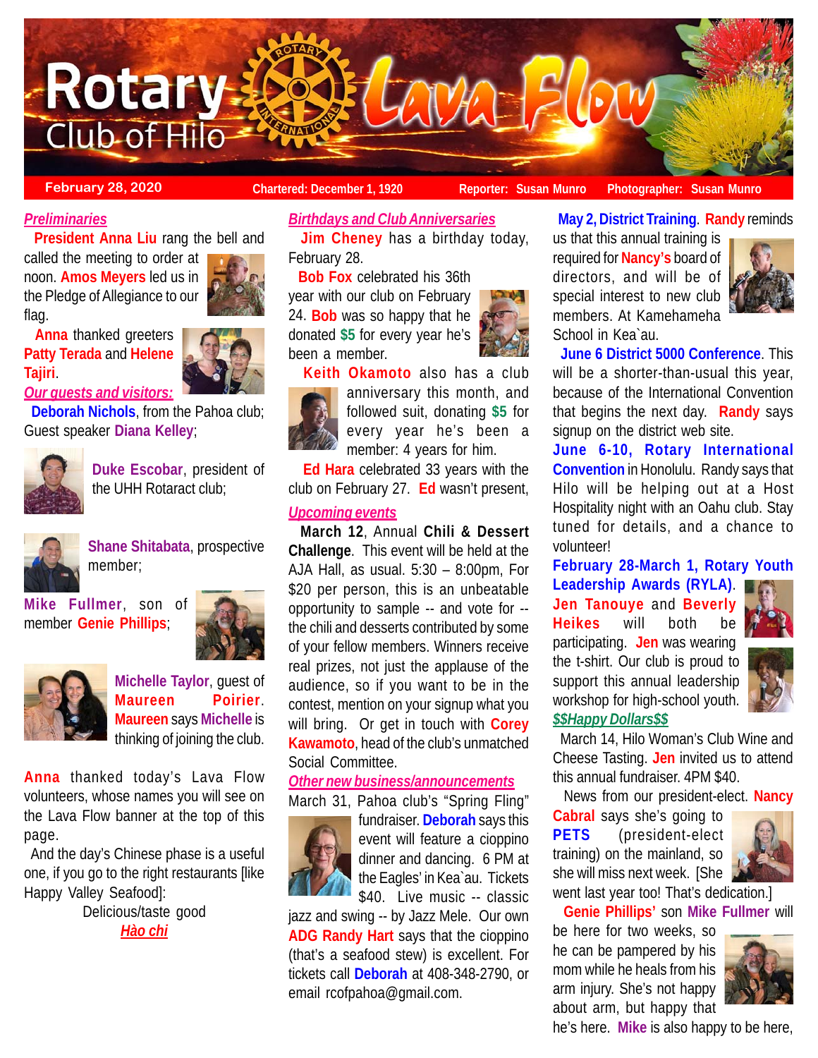# Rotary Club of Hilo — Lava Flow

**February 28, 2020** Chartered: December 1, 1920 Reporter: Susan Munro Photographer: Susan Munro

***Preliminaries***

**President Anna Liu** rang the bell and called the meeting to order at noon. **Amos Meyers** led us in the Pledge of Allegiance to our flag.

**Anna** thanked greeters **Patty Terada** and **Helene Tajiri**.

***Our guests and visitors:***

**Deborah Nichols**, from the Pahoa club; Guest speaker **Diana Kelley**;

**Duke Escobar**, president of the UHH Rotaract club;

**Shane Shitabata**, prospective member;

**Mike Fullmer**, son of member **Genie Phillips**;

**Michelle Taylor**, guest of **Maureen Poirier**. **Maureen** says **Michelle** is thinking of joining the club.

**Anna** thanked today's Lava Flow volunteers, whose names you will see on the Lava Flow banner at the top of this page.

And the day's Chinese phase is a useful one, if you go to the right restaurants [like Happy Valley Seafood]:

Delicious/taste good

***Hào chi***

***Birthdays and Club Anniversaries***

**Jim Cheney** has a birthday today, February 28.

**Bob Fox** celebrated his 36th year with our club on February 24. **Bob** was so happy that he donated **$5** for every year he's been a member.

**Keith Okamoto** also has a club anniversary this month, and followed suit, donating **$5** for every year he's been a member: 4 years for him.

**Ed Hara** celebrated 33 years with the club on February 27. **Ed** wasn't present,

***Upcoming events***

**March 12**, Annual **Chili & Dessert Challenge**. This event will be held at the AJA Hall, as usual. 5:30 – 8:00pm, For $20 per person, this is an unbeatable opportunity to sample -- and vote for -- the chili and desserts contributed by some of your fellow members. Winners receive real prizes, not just the applause of the audience, so if you want to be in the contest, mention on your signup what you will bring. Or get in touch with **Corey Kawamoto**, head of the club's unmatched Social Committee.

***Other new business/announcements***

March 31, Pahoa club's "Spring Fling" fundraiser. **Deborah** says this event will feature a cioppino dinner and dancing. 6 PM at the Eagles' in Kea`au. Tickets $40. Live music -- classic jazz and swing -- by Jazz Mele. Our own **ADG Randy Hart** says that the cioppino (that's a seafood stew) is excellent. For tickets call **Deborah** at 408-348-2790, or email rcofpahoa@gmail.com.

**May 2, District Training**. **Randy** reminds us that this annual training is required for **Nancy's** board of directors, and will be of special interest to new club members. At Kamehameha School in Kea`au.

**June 6 District 5000 Conference**. This will be a shorter-than-usual this year, because of the International Convention that begins the next day. **Randy** says signup on the district web site.

**June 6-10, Rotary International Convention** in Honolulu. Randy says that Hilo will be helping out at a Host Hospitality night with an Oahu club. Stay tuned for details, and a chance to volunteer!

**February 28-March 1, Rotary Youth Leadership Awards (RYLA)**. **Jen Tanouye** and **Beverly Heikes** will both be participating. **Jen** was wearing the t-shirt. Our club is proud to support this annual leadership workshop for high-school youth.

***$$Happy Dollars$$***

March 14, Hilo Woman's Club Wine and Cheese Tasting. **Jen** invited us to attend this annual fundraiser. 4PM $40.

News from our president-elect. **Nancy Cabral** says she's going to **PETS** (president-elect training) on the mainland, so she will miss next week. [She went last year too! That's dedication.]

**Genie Phillips'** son **Mike Fullmer** will be here for two weeks, so he can be pampered by his mom while he heals from his arm injury. She's not happy about arm, but happy that he's here. **Mike** is also happy to be here,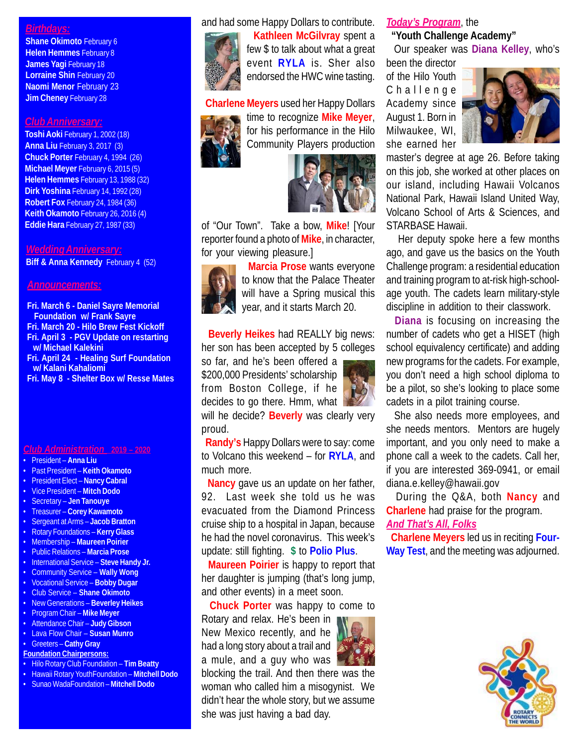## Birthdays:

**Shane Okimoto** February 6
**Helen Hemmes** February 8
**James Yagi** February 18
**Lorraine Shin** February 20
**Naomi Menor** February 23
**Jim Cheney** February 28

## Club Anniversary:

**Toshi Aoki** February 1, 2002 (18)
**Anna Liu** February 3, 2017 (3)
**Chuck Porter** February 4, 1994 (26)
**Michael Meyer** February 6, 2015 (5)
**Helen Hemmes** February 13, 1988 (32)
**Dirk Yoshina** February 14, 1992 (28)
**Robert Fox** February 24, 1984 (36)
**Keith Okamoto** February 26, 2016 (4)
**Eddie Hara** February 27, 1987 (33)

## Wedding Anniversary:

**Biff & Anna Kennedy** February 4 (52)

## Announcements:

**Fri. March 6 - Daniel Sayre Memorial Foundation w/ Frank Sayre**
**Fri. March 20 - Hilo Brew Fest Kickoff**
**Fri. April 3 - PGV Update on restarting w/ Michael Kalekini**
**Fri. April 24 - Healing Surf Foundation w/ Kalani Kahaliomi**
**Fri. May 8 - Shelter Box w/ Resse Mates**

## Club Administration 2019 – 2020

- President – **Anna Liu**
- Past President – **Keith Okamoto**
- President Elect – **Nancy Cabral**
- Vice President – **Mitch Dodo**
- Secretary – **Jen Tanouye**
- Treasurer – **Corey Kawamoto**
- Sergeant at Arms – **Jacob Bratton**
- Rotary Foundations – **Kerry Glass**
- Membership – **Maureen Poirier**
- Public Relations – **Marcia Prose**
- International Service – **Steve Handy Jr.**
- Community Service – **Wally Wong**
- Vocational Service – **Bobby Dugar**
- Club Service – **Shane Okimoto**
- New Generations – **Beverley Heikes**
- Program Chair – **Mike Meyer**
- Attendance Chair – **Judy Gibson**
- Lava Flow Chair – **Susan Munro**
- Greeters – **Cathy Gray**

**Foundation Chairpersons:**

- Hilo Rotary Club Foundation – **Tim Beatty**
- Hawaii Rotary YouthFoundation – **Mitchell Dodo**
- Sunao WadaFoundation – **Mitchell Dodo**

and had some Happy Dollars to contribute.

**Kathleen McGilvray** spent a few $ to talk about what a great event **RYLA** is. Sher also endorsed the HWC wine tasting.

**Charlene Meyers** used her Happy Dollars time to recognize **Mike Meyer**, for his performance in the Hilo Community Players production of “Our Town”. Take a bow, **Mike**! [Your reporter found a photo of **Mike**, in character, for your viewing pleasure.]

**Marcia Prose** wants everyone to know that the Palace Theater will have a Spring musical this year, and it starts March 20.

**Beverly Heikes** had REALLY big news: her son has been accepted by 5 colleges so far, and he's been offered a $200,000 Presidents' scholarship from Boston College, if he decides to go there. Hmm, what will he decide? **Beverly** was clearly very proud.

**Randy's** Happy Dollars were to say: come to Volcano this weekend – for **RYLA**, and much more.

**Nancy** gave us an update on her father, 92. Last week she told us he was evacuated from the Diamond Princess cruise ship to a hospital in Japan, because he had the novel coronavirus. This week's update: still fighting. **$** to **Polio Plus**.

**Maureen Poirier** is happy to report that her daughter is jumping (that's long jump, and other events) in a meet soon.

**Chuck Porter** was happy to come to Rotary and relax. He's been in New Mexico recently, and he had a long story about a trail and a mule, and a guy who was blocking the trail. And then there was the woman who called him a misogynist. We didn't hear the whole story, but we assume she was just having a bad day.

## Today's Program, the

**“Youth Challenge Academy”**

Our speaker was **Diana Kelley**, who's been the director of the Hilo Youth Challenge Academy since August 1. Born in Milwaukee, WI, she earned her master's degree at age 26. Before taking on this job, she worked at other places on our island, including Hawaii Volcanos National Park, Hawaii Island United Way, Volcano School of Arts & Sciences, and STARBASE Hawaii.

Her deputy spoke here a few months ago, and gave us the basics on the Youth Challenge program: a residential education and training program to at-risk high-school-age youth. The cadets learn military-style discipline in addition to their classwork.

**Diana** is focusing on increasing the number of cadets who get a HISET (high school equivalency certificate) and adding new programs for the cadets. For example, you don't need a high school diploma to be a pilot, so she's looking to place some cadets in a pilot training course.

She also needs more employees, and she needs mentors. Mentors are hugely important, and you only need to make a phone call a week to the cadets. Call her, if you are interested 369-0941, or email diana.e.kelley@hawaii.gov

During the Q&A, both **Nancy** and **Charlene** had praise for the program.

## And That's All, Folks

**Charlene Meyers** led us in reciting **Four-Way Test**, and the meeting was adjourned.